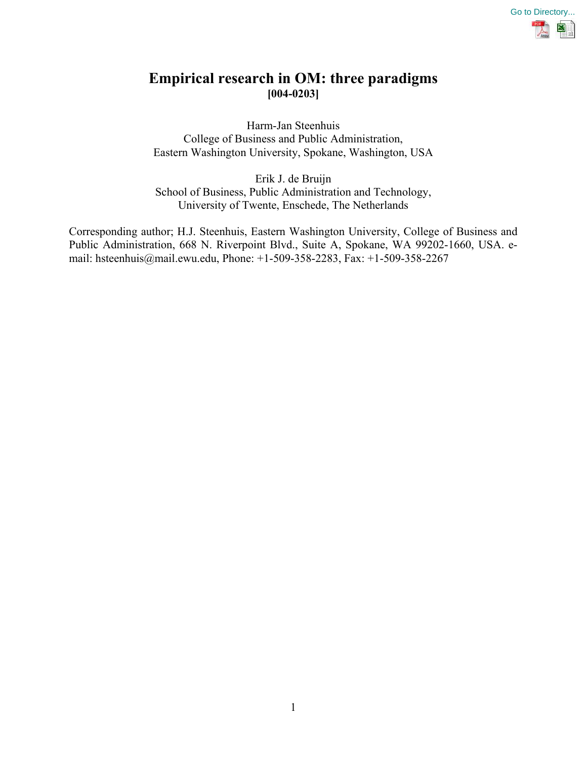# Empirical research in OM: three paradigms

**[004-0203]**

Harm-Jan Steenhuis
College of Business and Public Administration,
Eastern Washington University, Spokane, Washington, USA

Erik J. de Bruijn
School of Business, Public Administration and Technology,
University of Twente, Enschede, The Netherlands

Corresponding author; H.J. Steenhuis, Eastern Washington University, College of Business and Public Administration, 668 N. Riverpoint Blvd., Suite A, Spokane, WA 99202-1660, USA. e-mail: hsteenhuis@mail.ewu.edu, Phone: +1-509-358-2283, Fax: +1-509-358-2267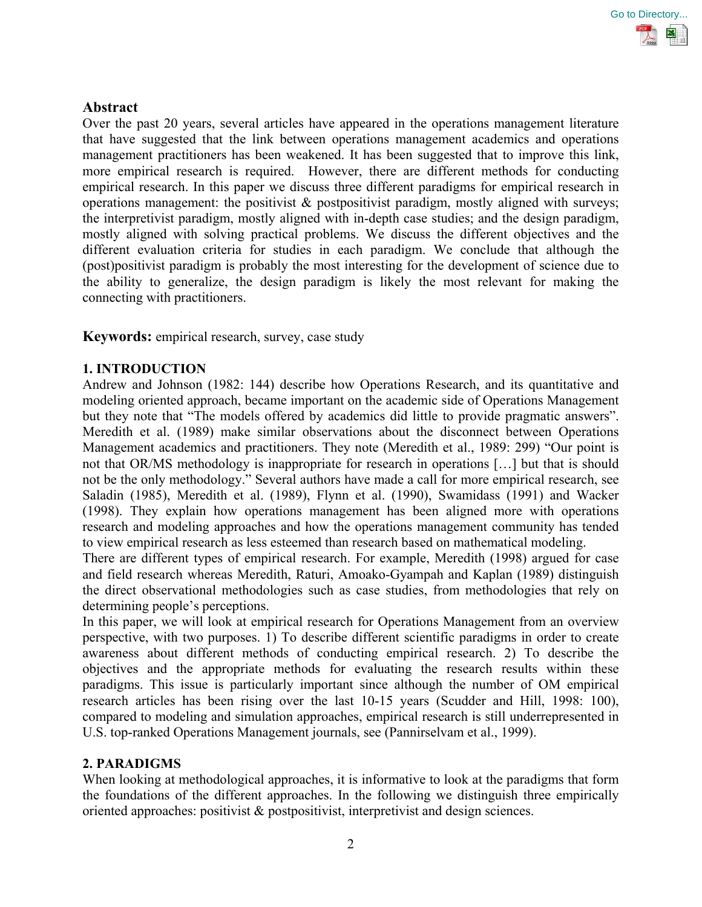## Abstract

Over the past 20 years, several articles have appeared in the operations management literature that have suggested that the link between operations management academics and operations management practitioners has been weakened. It has been suggested that to improve this link, more empirical research is required. However, there are different methods for conducting empirical research. In this paper we discuss three different paradigms for empirical research in operations management: the positivist & postpositivist paradigm, mostly aligned with surveys; the interpretivist paradigm, mostly aligned with in-depth case studies; and the design paradigm, mostly aligned with solving practical problems. We discuss the different objectives and the different evaluation criteria for studies in each paradigm. We conclude that although the (post)positivist paradigm is probably the most interesting for the development of science due to the ability to generalize, the design paradigm is likely the most relevant for making the connecting with practitioners.

**Keywords:** empirical research, survey, case study

## 1. INTRODUCTION

Andrew and Johnson (1982: 144) describe how Operations Research, and its quantitative and modeling oriented approach, became important on the academic side of Operations Management but they note that "The models offered by academics did little to provide pragmatic answers". Meredith et al. (1989) make similar observations about the disconnect between Operations Management academics and practitioners. They note (Meredith et al., 1989: 299) "Our point is not that OR/MS methodology is inappropriate for research in operations […] but that is should not be the only methodology." Several authors have made a call for more empirical research, see Saladin (1985), Meredith et al. (1989), Flynn et al. (1990), Swamidass (1991) and Wacker (1998). They explain how operations management has been aligned more with operations research and modeling approaches and how the operations management community has tended to view empirical research as less esteemed than research based on mathematical modeling.

There are different types of empirical research. For example, Meredith (1998) argued for case and field research whereas Meredith, Raturi, Amoako-Gyampah and Kaplan (1989) distinguish the direct observational methodologies such as case studies, from methodologies that rely on determining people's perceptions.

In this paper, we will look at empirical research for Operations Management from an overview perspective, with two purposes. 1) To describe different scientific paradigms in order to create awareness about different methods of conducting empirical research. 2) To describe the objectives and the appropriate methods for evaluating the research results within these paradigms. This issue is particularly important since although the number of OM empirical research articles has been rising over the last 10-15 years (Scudder and Hill, 1998: 100), compared to modeling and simulation approaches, empirical research is still underrepresented in U.S. top-ranked Operations Management journals, see (Pannirselvam et al., 1999).

## 2. PARADIGMS

When looking at methodological approaches, it is informative to look at the paradigms that form the foundations of the different approaches. In the following we distinguish three empirically oriented approaches: positivist & postpositivist, interpretivist and design sciences.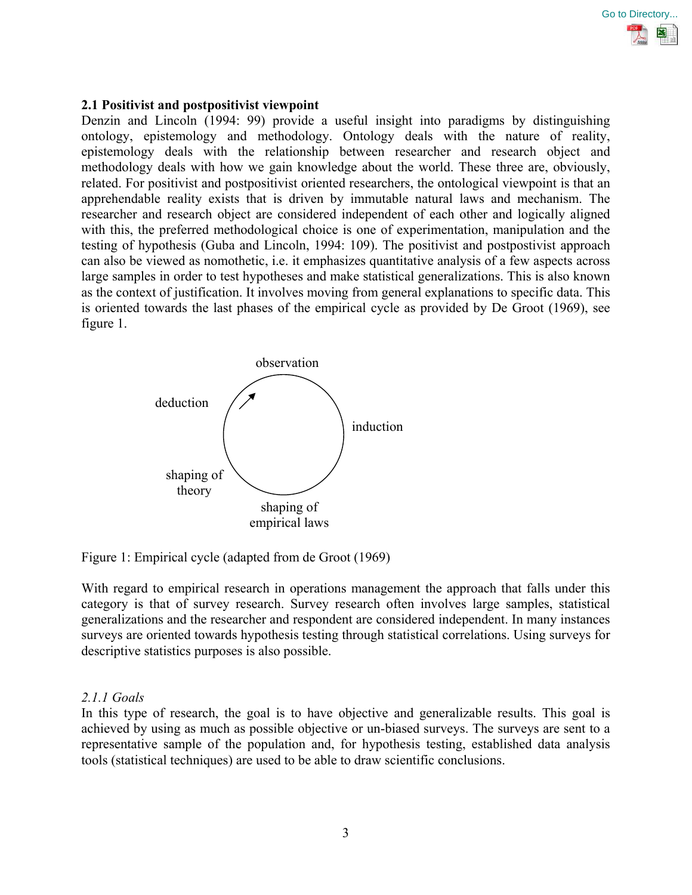## 2.1 Positivist and postpositivist viewpoint

Denzin and Lincoln (1994: 99) provide a useful insight into paradigms by distinguishing ontology, epistemology and methodology. Ontology deals with the nature of reality, epistemology deals with the relationship between researcher and research object and methodology deals with how we gain knowledge about the world. These three are, obviously, related. For positivist and postpositivist oriented researchers, the ontological viewpoint is that an apprehendable reality exists that is driven by immutable natural laws and mechanism. The researcher and research object are considered independent of each other and logically aligned with this, the preferred methodological choice is one of experimentation, manipulation and the testing of hypothesis (Guba and Lincoln, 1994: 109). The positivist and postpostivist approach can also be viewed as nomothetic, i.e. it emphasizes quantitative analysis of a few aspects across large samples in order to test hypotheses and make statistical generalizations. This is also known as the context of justification. It involves moving from general explanations to specific data. This is oriented towards the last phases of the empirical cycle as provided by De Groot (1969), see figure 1.

observation

deduction

induction

shaping of theory

shaping of empirical laws

Figure 1: Empirical cycle (adapted from de Groot (1969)

With regard to empirical research in operations management the approach that falls under this category is that of survey research. Survey research often involves large samples, statistical generalizations and the researcher and respondent are considered independent. In many instances surveys are oriented towards hypothesis testing through statistical correlations. Using surveys for descriptive statistics purposes is also possible.

### *2.1.1 Goals*

In this type of research, the goal is to have objective and generalizable results. This goal is achieved by using as much as possible objective or un-biased surveys. The surveys are sent to a representative sample of the population and, for hypothesis testing, established data analysis tools (statistical techniques) are used to be able to draw scientific conclusions.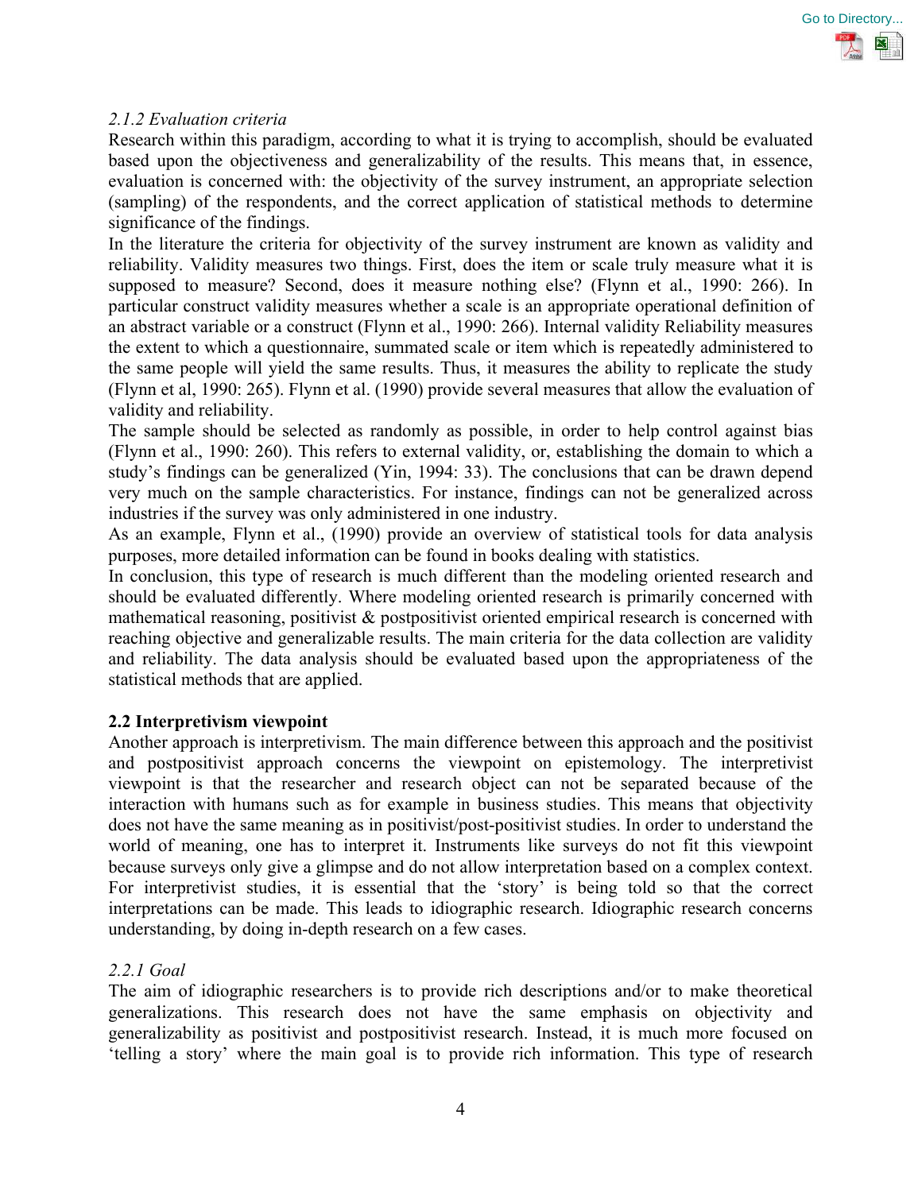### *2.1.2 Evaluation criteria*

Research within this paradigm, according to what it is trying to accomplish, should be evaluated based upon the objectiveness and generalizability of the results. This means that, in essence, evaluation is concerned with: the objectivity of the survey instrument, an appropriate selection (sampling) of the respondents, and the correct application of statistical methods to determine significance of the findings.

In the literature the criteria for objectivity of the survey instrument are known as validity and reliability. Validity measures two things. First, does the item or scale truly measure what it is supposed to measure? Second, does it measure nothing else? (Flynn et al., 1990: 266). In particular construct validity measures whether a scale is an appropriate operational definition of an abstract variable or a construct (Flynn et al., 1990: 266). Internal validity Reliability measures the extent to which a questionnaire, summated scale or item which is repeatedly administered to the same people will yield the same results. Thus, it measures the ability to replicate the study (Flynn et al, 1990: 265). Flynn et al. (1990) provide several measures that allow the evaluation of validity and reliability.

The sample should be selected as randomly as possible, in order to help control against bias (Flynn et al., 1990: 260). This refers to external validity, or, establishing the domain to which a study's findings can be generalized (Yin, 1994: 33). The conclusions that can be drawn depend very much on the sample characteristics. For instance, findings can not be generalized across industries if the survey was only administered in one industry.

As an example, Flynn et al., (1990) provide an overview of statistical tools for data analysis purposes, more detailed information can be found in books dealing with statistics.

In conclusion, this type of research is much different than the modeling oriented research and should be evaluated differently. Where modeling oriented research is primarily concerned with mathematical reasoning, positivist & postpositivist oriented empirical research is concerned with reaching objective and generalizable results. The main criteria for the data collection are validity and reliability. The data analysis should be evaluated based upon the appropriateness of the statistical methods that are applied.

## 2.2 Interpretivism viewpoint

Another approach is interpretivism. The main difference between this approach and the positivist and postpositivist approach concerns the viewpoint on epistemology. The interpretivist viewpoint is that the researcher and research object can not be separated because of the interaction with humans such as for example in business studies. This means that objectivity does not have the same meaning as in positivist/post-positivist studies. In order to understand the world of meaning, one has to interpret it. Instruments like surveys do not fit this viewpoint because surveys only give a glimpse and do not allow interpretation based on a complex context. For interpretivist studies, it is essential that the 'story' is being told so that the correct interpretations can be made. This leads to idiographic research. Idiographic research concerns understanding, by doing in-depth research on a few cases.

### *2.2.1 Goal*

The aim of idiographic researchers is to provide rich descriptions and/or to make theoretical generalizations. This research does not have the same emphasis on objectivity and generalizability as positivist and postpositivist research. Instead, it is much more focused on 'telling a story' where the main goal is to provide rich information. This type of research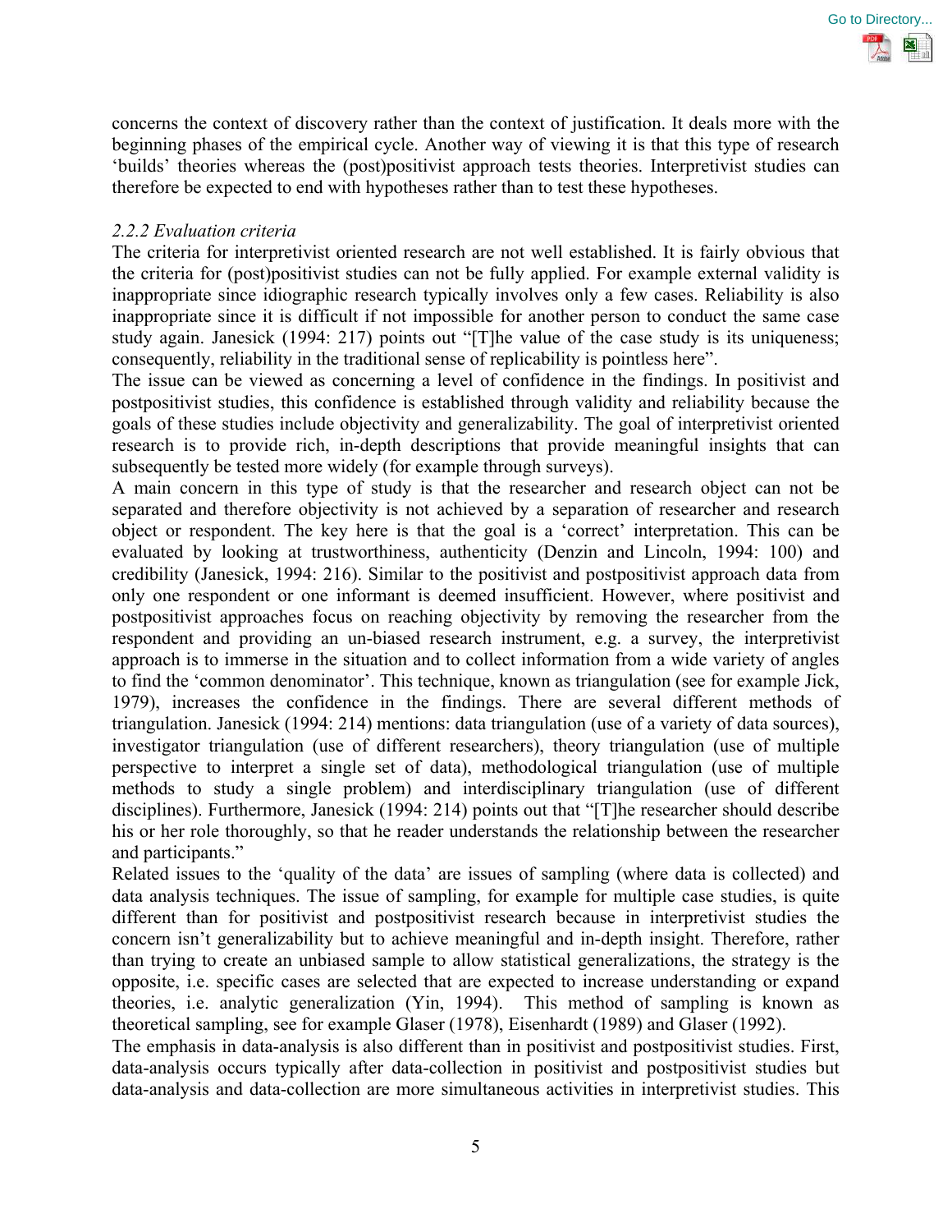concerns the context of discovery rather than the context of justification. It deals more with the beginning phases of the empirical cycle. Another way of viewing it is that this type of research 'builds' theories whereas the (post)positivist approach tests theories. Interpretivist studies can therefore be expected to end with hypotheses rather than to test these hypotheses.

### *2.2.2 Evaluation criteria*

The criteria for interpretivist oriented research are not well established. It is fairly obvious that the criteria for (post)positivist studies can not be fully applied. For example external validity is inappropriate since idiographic research typically involves only a few cases. Reliability is also inappropriate since it is difficult if not impossible for another person to conduct the same case study again. Janesick (1994: 217) points out "[T]he value of the case study is its uniqueness; consequently, reliability in the traditional sense of replicability is pointless here".

The issue can be viewed as concerning a level of confidence in the findings. In positivist and postpositivist studies, this confidence is established through validity and reliability because the goals of these studies include objectivity and generalizability. The goal of interpretivist oriented research is to provide rich, in-depth descriptions that provide meaningful insights that can subsequently be tested more widely (for example through surveys).

A main concern in this type of study is that the researcher and research object can not be separated and therefore objectivity is not achieved by a separation of researcher and research object or respondent. The key here is that the goal is a 'correct' interpretation. This can be evaluated by looking at trustworthiness, authenticity (Denzin and Lincoln, 1994: 100) and credibility (Janesick, 1994: 216). Similar to the positivist and postpositivist approach data from only one respondent or one informant is deemed insufficient. However, where positivist and postpositivist approaches focus on reaching objectivity by removing the researcher from the respondent and providing an un-biased research instrument, e.g. a survey, the interpretivist approach is to immerse in the situation and to collect information from a wide variety of angles to find the 'common denominator'. This technique, known as triangulation (see for example Jick, 1979), increases the confidence in the findings. There are several different methods of triangulation. Janesick (1994: 214) mentions: data triangulation (use of a variety of data sources), investigator triangulation (use of different researchers), theory triangulation (use of multiple perspective to interpret a single set of data), methodological triangulation (use of multiple methods to study a single problem) and interdisciplinary triangulation (use of different disciplines). Furthermore, Janesick (1994: 214) points out that "[T]he researcher should describe his or her role thoroughly, so that he reader understands the relationship between the researcher and participants."

Related issues to the 'quality of the data' are issues of sampling (where data is collected) and data analysis techniques. The issue of sampling, for example for multiple case studies, is quite different than for positivist and postpositivist research because in interpretivist studies the concern isn't generalizability but to achieve meaningful and in-depth insight. Therefore, rather than trying to create an unbiased sample to allow statistical generalizations, the strategy is the opposite, i.e. specific cases are selected that are expected to increase understanding or expand theories, i.e. analytic generalization (Yin, 1994). This method of sampling is known as theoretical sampling, see for example Glaser (1978), Eisenhardt (1989) and Glaser (1992).

The emphasis in data-analysis is also different than in positivist and postpositivist studies. First, data-analysis occurs typically after data-collection in positivist and postpositivist studies but data-analysis and data-collection are more simultaneous activities in interpretivist studies. This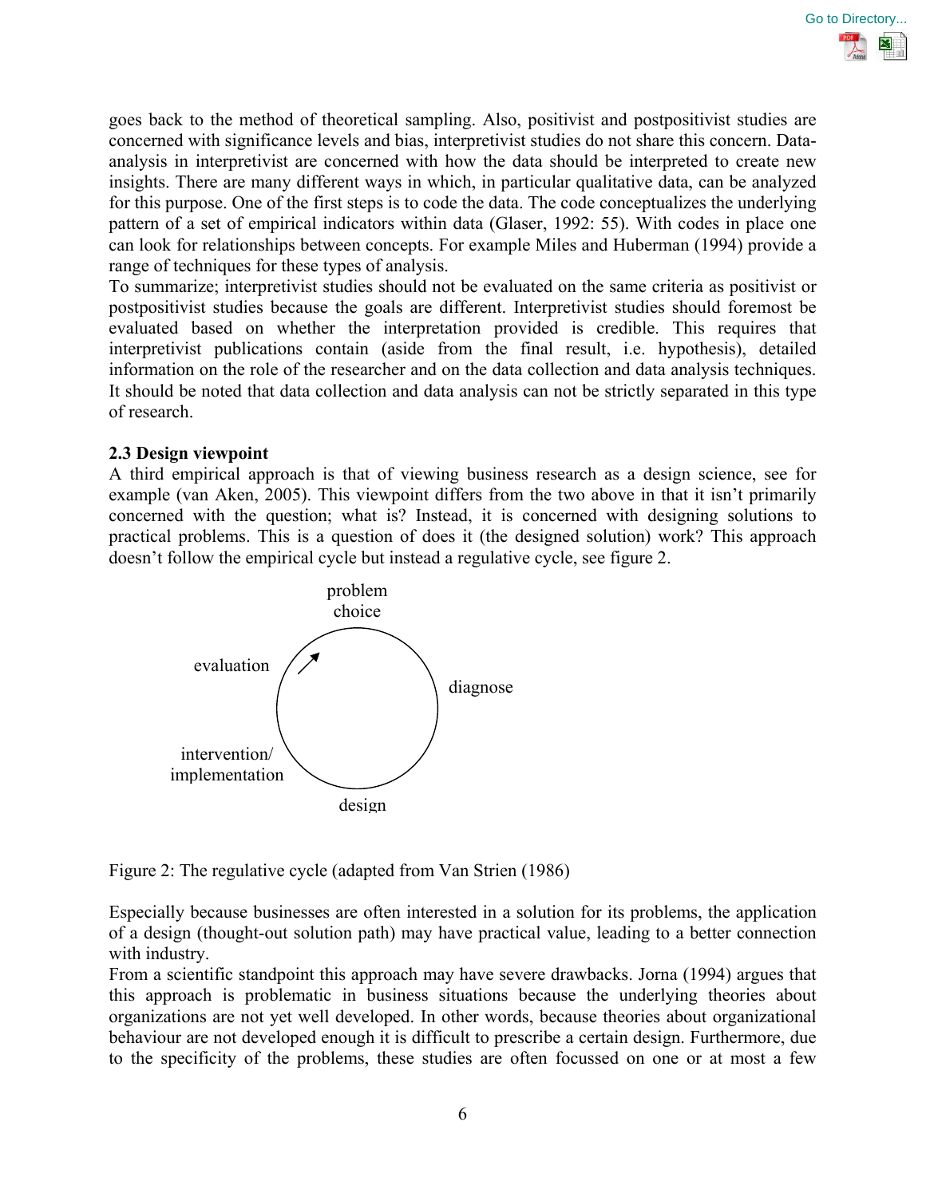goes back to the method of theoretical sampling. Also, positivist and postpositivist studies are concerned with significance levels and bias, interpretivist studies do not share this concern. Data-analysis in interpretivist are concerned with how the data should be interpreted to create new insights. There are many different ways in which, in particular qualitative data, can be analyzed for this purpose. One of the first steps is to code the data. The code conceptualizes the underlying pattern of a set of empirical indicators within data (Glaser, 1992: 55). With codes in place one can look for relationships between concepts. For example Miles and Huberman (1994) provide a range of techniques for these types of analysis.
To summarize; interpretivist studies should not be evaluated on the same criteria as positivist or postpositivist studies because the goals are different. Interpretivist studies should foremost be evaluated based on whether the interpretation provided is credible. This requires that interpretivist publications contain (aside from the final result, i.e. hypothesis), detailed information on the role of the researcher and on the data collection and data analysis techniques. It should be noted that data collection and data analysis can not be strictly separated in this type of research.

**2.3 Design viewpoint**

A third empirical approach is that of viewing business research as a design science, see for example (van Aken, 2005). This viewpoint differs from the two above in that it isn't primarily concerned with the question; what is? Instead, it is concerned with designing solutions to practical problems. This is a question of does it (the designed solution) work? This approach doesn't follow the empirical cycle but instead a regulative cycle, see figure 2.

problem choice

evaluation

diagnose

intervention/ implementation

design

Figure 2: The regulative cycle (adapted from Van Strien (1986)

Especially because businesses are often interested in a solution for its problems, the application of a design (thought-out solution path) may have practical value, leading to a better connection with industry.
From a scientific standpoint this approach may have severe drawbacks. Jorna (1994) argues that this approach is problematic in business situations because the underlying theories about organizations are not yet well developed. In other words, because theories about organizational behaviour are not developed enough it is difficult to prescribe a certain design. Furthermore, due to the specificity of the problems, these studies are often focussed on one or at most a few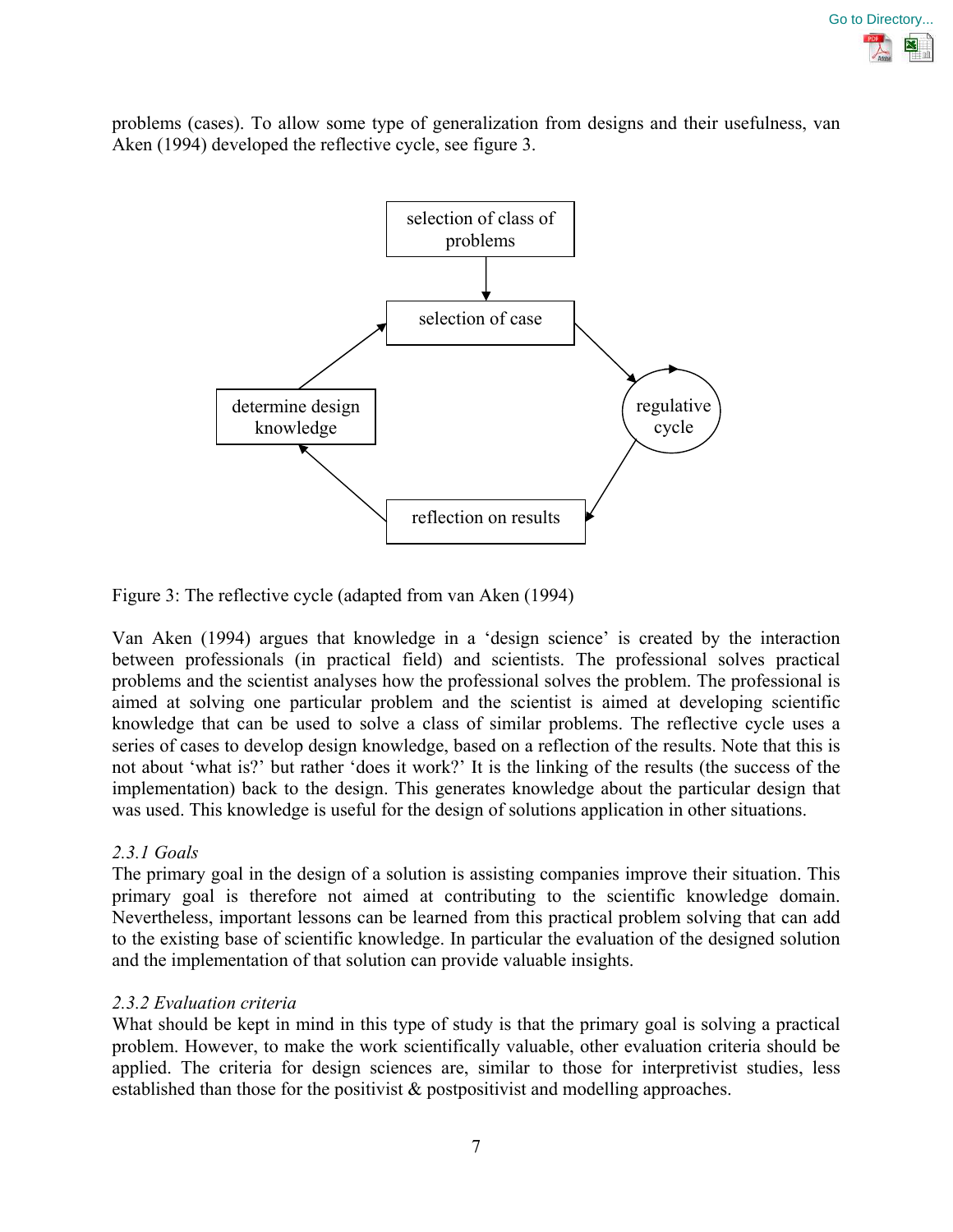problems (cases). To allow some type of generalization from designs and their usefulness, van Aken (1994) developed the reflective cycle, see figure 3.

Figure 3: The reflective cycle (adapted from van Aken (1994)

Van Aken (1994) argues that knowledge in a 'design science' is created by the interaction between professionals (in practical field) and scientists. The professional solves practical problems and the scientist analyses how the professional solves the problem. The professional is aimed at solving one particular problem and the scientist is aimed at developing scientific knowledge that can be used to solve a class of similar problems. The reflective cycle uses a series of cases to develop design knowledge, based on a reflection of the results. Note that this is not about 'what is?' but rather 'does it work?' It is the linking of the results (the success of the implementation) back to the design. This generates knowledge about the particular design that was used. This knowledge is useful for the design of solutions application in other situations.

### *2.3.1 Goals*

The primary goal in the design of a solution is assisting companies improve their situation. This primary goal is therefore not aimed at contributing to the scientific knowledge domain. Nevertheless, important lessons can be learned from this practical problem solving that can add to the existing base of scientific knowledge. In particular the evaluation of the designed solution and the implementation of that solution can provide valuable insights.

### *2.3.2 Evaluation criteria*

What should be kept in mind in this type of study is that the primary goal is solving a practical problem. However, to make the work scientifically valuable, other evaluation criteria should be applied. The criteria for design sciences are, similar to those for interpretivist studies, less established than those for the positivist & postpositivist and modelling approaches.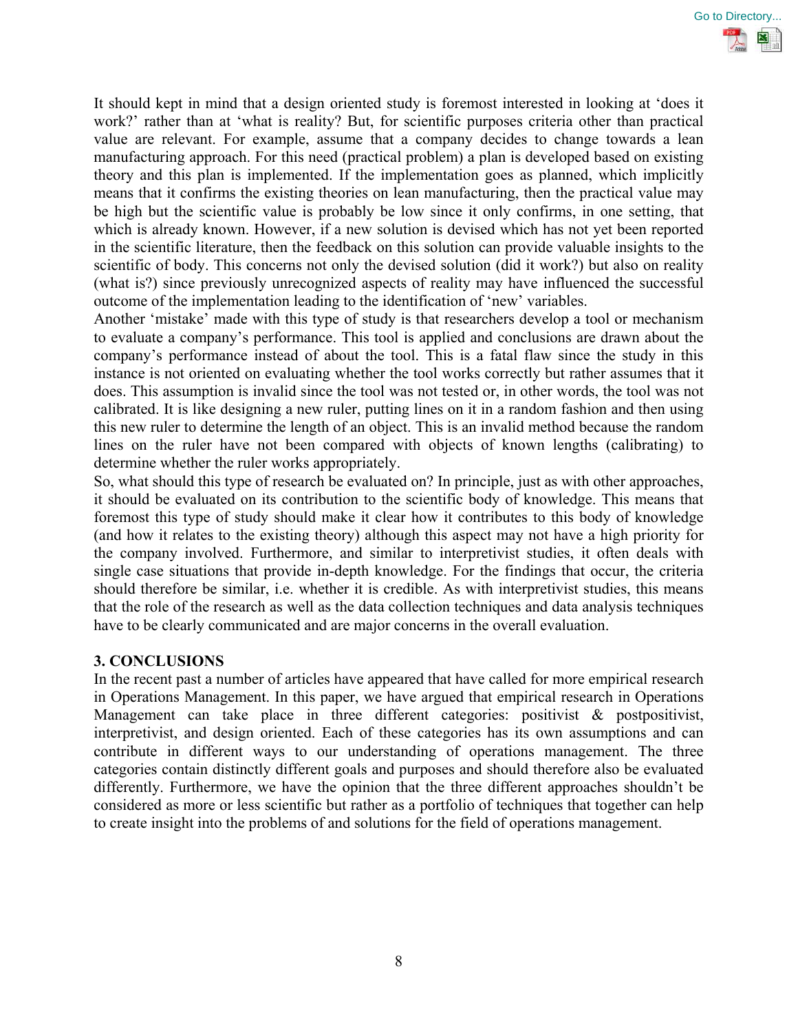It should kept in mind that a design oriented study is foremost interested in looking at 'does it work?' rather than at 'what is reality? But, for scientific purposes criteria other than practical value are relevant. For example, assume that a company decides to change towards a lean manufacturing approach. For this need (practical problem) a plan is developed based on existing theory and this plan is implemented. If the implementation goes as planned, which implicitly means that it confirms the existing theories on lean manufacturing, then the practical value may be high but the scientific value is probably be low since it only confirms, in one setting, that which is already known. However, if a new solution is devised which has not yet been reported in the scientific literature, then the feedback on this solution can provide valuable insights to the scientific of body. This concerns not only the devised solution (did it work?) but also on reality (what is?) since previously unrecognized aspects of reality may have influenced the successful outcome of the implementation leading to the identification of 'new' variables.

Another 'mistake' made with this type of study is that researchers develop a tool or mechanism to evaluate a company's performance. This tool is applied and conclusions are drawn about the company's performance instead of about the tool. This is a fatal flaw since the study in this instance is not oriented on evaluating whether the tool works correctly but rather assumes that it does. This assumption is invalid since the tool was not tested or, in other words, the tool was not calibrated. It is like designing a new ruler, putting lines on it in a random fashion and then using this new ruler to determine the length of an object. This is an invalid method because the random lines on the ruler have not been compared with objects of known lengths (calibrating) to determine whether the ruler works appropriately.

So, what should this type of research be evaluated on? In principle, just as with other approaches, it should be evaluated on its contribution to the scientific body of knowledge. This means that foremost this type of study should make it clear how it contributes to this body of knowledge (and how it relates to the existing theory) although this aspect may not have a high priority for the company involved. Furthermore, and similar to interpretivist studies, it often deals with single case situations that provide in-depth knowledge. For the findings that occur, the criteria should therefore be similar, i.e. whether it is credible. As with interpretivist studies, this means that the role of the research as well as the data collection techniques and data analysis techniques have to be clearly communicated and are major concerns in the overall evaluation.

## 3. CONCLUSIONS

In the recent past a number of articles have appeared that have called for more empirical research in Operations Management. In this paper, we have argued that empirical research in Operations Management can take place in three different categories: positivist & postpositivist, interpretivist, and design oriented. Each of these categories has its own assumptions and can contribute in different ways to our understanding of operations management. The three categories contain distinctly different goals and purposes and should therefore also be evaluated differently. Furthermore, we have the opinion that the three different approaches shouldn't be considered as more or less scientific but rather as a portfolio of techniques that together can help to create insight into the problems of and solutions for the field of operations management.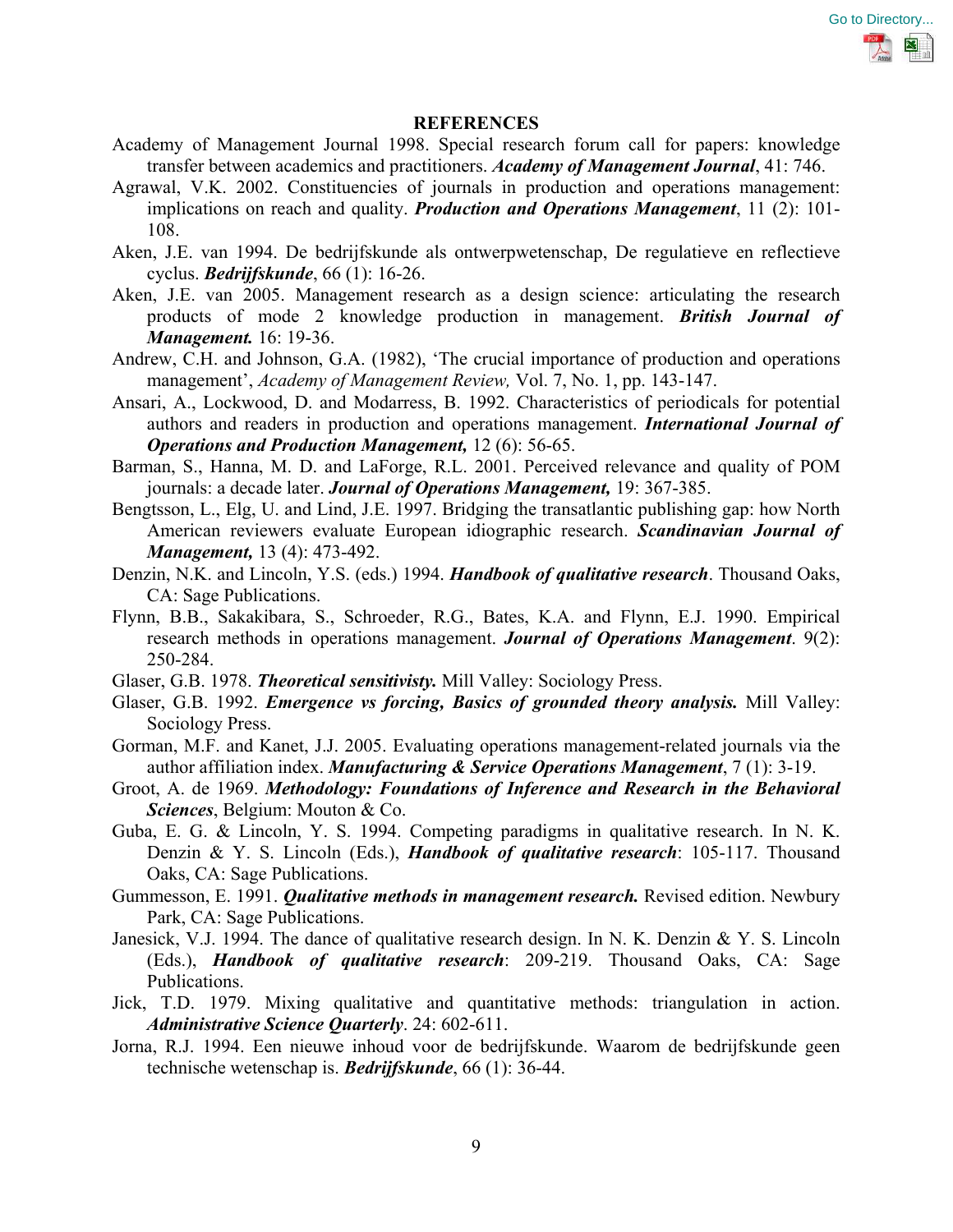**REFERENCES**

Academy of Management Journal 1998. Special research forum call for papers: knowledge transfer between academics and practitioners. ***Academy of Management Journal***, 41: 746.

Agrawal, V.K. 2002. Constituencies of journals in production and operations management: implications on reach and quality. ***Production and Operations Management***, 11 (2): 101-108.

Aken, J.E. van 1994. De bedrijfskunde als ontwerpwetenschap, De regulatieve en reflectieve cyclus. ***Bedrijfskunde***, 66 (1): 16-26.

Aken, J.E. van 2005. Management research as a design science: articulating the research products of mode 2 knowledge production in management. ***British Journal of Management.*** 16: 19-36.

Andrew, C.H. and Johnson, G.A. (1982), 'The crucial importance of production and operations management', *Academy of Management Review,* Vol. 7, No. 1, pp. 143-147.

Ansari, A., Lockwood, D. and Modarress, B. 1992. Characteristics of periodicals for potential authors and readers in production and operations management. ***International Journal of Operations and Production Management,*** 12 (6): 56-65.

Barman, S., Hanna, M. D. and LaForge, R.L. 2001. Perceived relevance and quality of POM journals: a decade later. ***Journal of Operations Management,*** 19: 367-385.

Bengtsson, L., Elg, U. and Lind, J.E. 1997. Bridging the transatlantic publishing gap: how North American reviewers evaluate European idiographic research. ***Scandinavian Journal of Management,*** 13 (4): 473-492.

Denzin, N.K. and Lincoln, Y.S. (eds.) 1994. ***Handbook of qualitative research***. Thousand Oaks, CA: Sage Publications.

Flynn, B.B., Sakakibara, S., Schroeder, R.G., Bates, K.A. and Flynn, E.J. 1990. Empirical research methods in operations management. ***Journal of Operations Management***. 9(2): 250-284.

Glaser, G.B. 1978. ***Theoretical sensitivisty.*** Mill Valley: Sociology Press.

Glaser, G.B. 1992. ***Emergence vs forcing, Basics of grounded theory analysis.*** Mill Valley: Sociology Press.

Gorman, M.F. and Kanet, J.J. 2005. Evaluating operations management-related journals via the author affiliation index. ***Manufacturing & Service Operations Management***, 7 (1): 3-19.

Groot, A. de 1969. ***Methodology: Foundations of Inference and Research in the Behavioral Sciences***, Belgium: Mouton & Co.

Guba, E. G. & Lincoln, Y. S. 1994. Competing paradigms in qualitative research. In N. K. Denzin & Y. S. Lincoln (Eds.), ***Handbook of qualitative research***: 105-117. Thousand Oaks, CA: Sage Publications.

Gummesson, E. 1991. ***Qualitative methods in management research.*** Revised edition. Newbury Park, CA: Sage Publications.

Janesick, V.J. 1994. The dance of qualitative research design. In N. K. Denzin & Y. S. Lincoln (Eds.), ***Handbook of qualitative research***: 209-219. Thousand Oaks, CA: Sage Publications.

Jick, T.D. 1979. Mixing qualitative and quantitative methods: triangulation in action. ***Administrative Science Quarterly***. 24: 602-611.

Jorna, R.J. 1994. Een nieuwe inhoud voor de bedrijfskunde. Waarom de bedrijfskunde geen technische wetenschap is. ***Bedrijfskunde***, 66 (1): 36-44.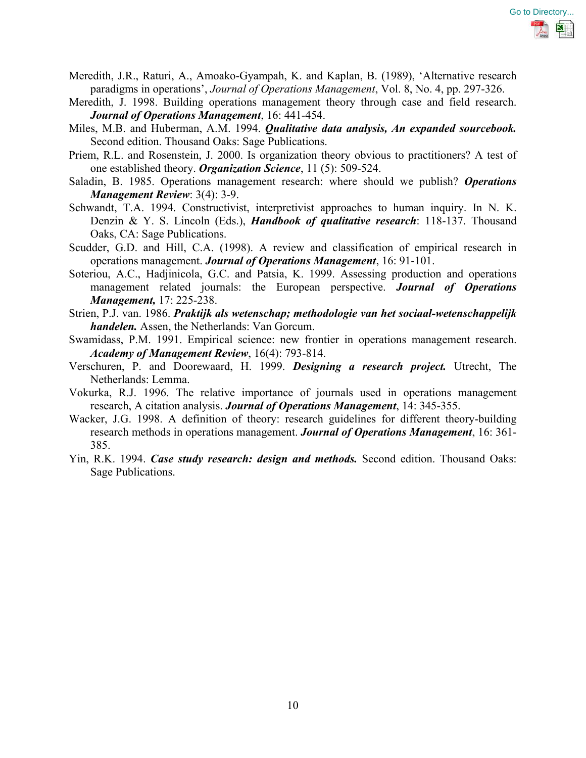Meredith, J.R., Raturi, A., Amoako-Gyampah, K. and Kaplan, B. (1989), 'Alternative research paradigms in operations', *Journal of Operations Management*, Vol. 8, No. 4, pp. 297-326.

Meredith, J. 1998. Building operations management theory through case and field research. ***Journal of Operations Management***, 16: 441-454.

Miles, M.B. and Huberman, A.M. 1994. ***Qualitative data analysis, An expanded sourcebook.*** Second edition. Thousand Oaks: Sage Publications.

Priem, R.L. and Rosenstein, J. 2000. Is organization theory obvious to practitioners? A test of one established theory. ***Organization Science***, 11 (5): 509-524.

Saladin, B. 1985. Operations management research: where should we publish? ***Operations Management Review***: 3(4): 3-9.

Schwandt, T.A. 1994. Constructivist, interpretivist approaches to human inquiry. In N. K. Denzin & Y. S. Lincoln (Eds.), ***Handbook of qualitative research***: 118-137. Thousand Oaks, CA: Sage Publications.

Scudder, G.D. and Hill, C.A. (1998). A review and classification of empirical research in operations management. ***Journal of Operations Management***, 16: 91-101.

Soteriou, A.C., Hadjinicola, G.C. and Patsia, K. 1999. Assessing production and operations management related journals: the European perspective. ***Journal of Operations Management,*** 17: 225-238.

Strien, P.J. van. 1986. ***Praktijk als wetenschap; methodologie van het sociaal-wetenschappelijk handelen.*** Assen, the Netherlands: Van Gorcum.

Swamidass, P.M. 1991. Empirical science: new frontier in operations management research. ***Academy of Management Review***, 16(4): 793-814.

Verschuren, P. and Doorewaard, H. 1999. ***Designing a research project.*** Utrecht, The Netherlands: Lemma.

Vokurka, R.J. 1996. The relative importance of journals used in operations management research, A citation analysis. ***Journal of Operations Management***, 14: 345-355.

Wacker, J.G. 1998. A definition of theory: research guidelines for different theory-building research methods in operations management. ***Journal of Operations Management***, 16: 361-385.

Yin, R.K. 1994. ***Case study research: design and methods.*** Second edition. Thousand Oaks: Sage Publications.